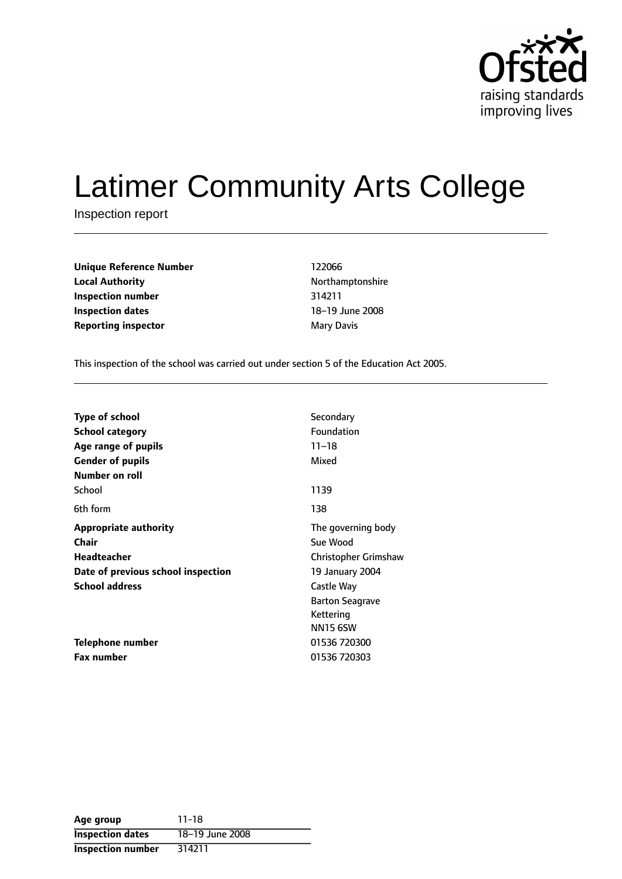# Latimer Community Arts College

Inspection report

| | |
|---|---|
| **Unique Reference Number** | 122066 |
| **Local Authority** | Northamptonshire |
| **Inspection number** | 314211 |
| **Inspection dates** | 18–19 June 2008 |
| **Reporting inspector** | Mary Davis |

This inspection of the school was carried out under section 5 of the Education Act 2005.

| | |
|---|---|
| **Type of school** | Secondary |
| **School category** | Foundation |
| **Age range of pupils** | 11–18 |
| **Gender of pupils** | Mixed |
| **Number on roll** | |
| School | 1139 |
| 6th form | 138 |
| **Appropriate authority** | The governing body |
| **Chair** | Sue Wood |
| **Headteacher** | Christopher Grimshaw |
| **Date of previous school inspection** | 19 January 2004 |
| **School address** | Castle Way<br>Barton Seagrave<br>Kettering<br>NN15 6SW |
| **Telephone number** | 01536 720300 |
| **Fax number** | 01536 720303 |

| | |
|---|---|
| **Age group** | 11-18 |
| **Inspection dates** | 18–19 June 2008 |
| **Inspection number** | 314211 |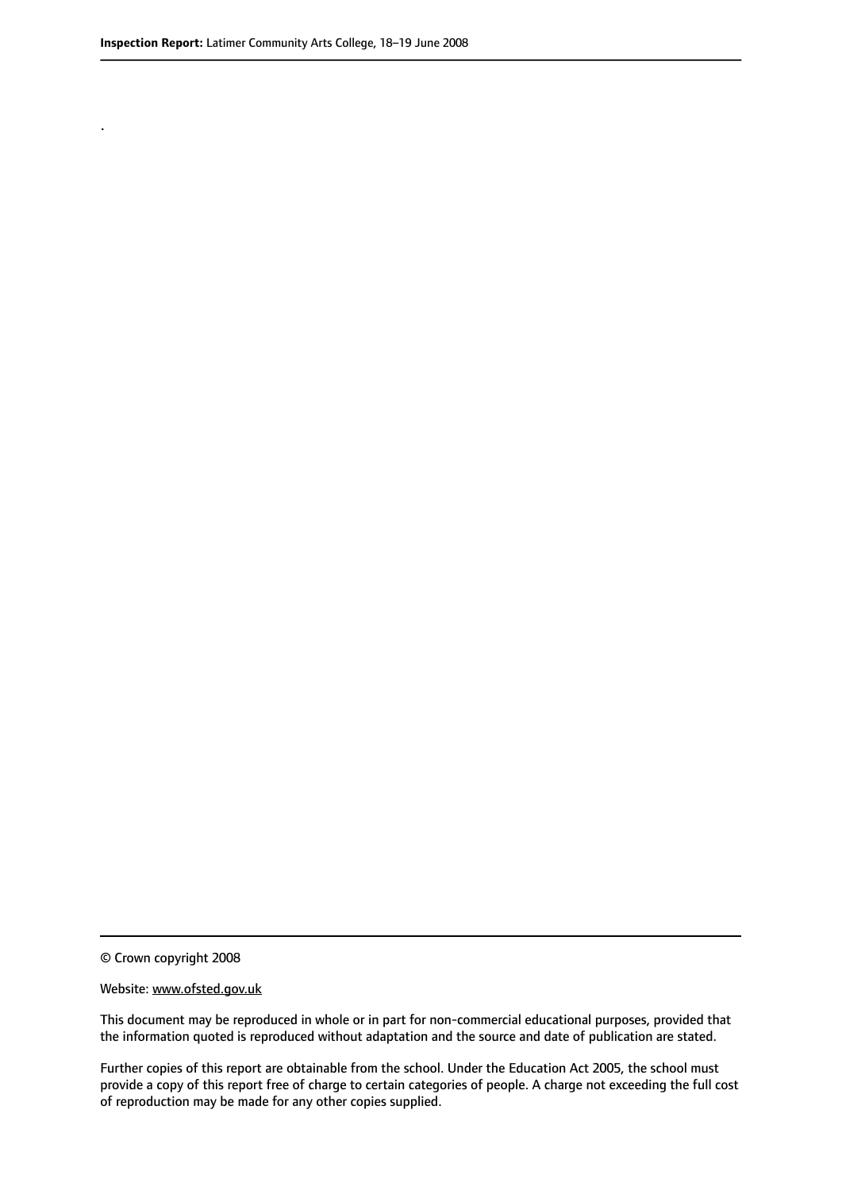.

© Crown copyright 2008

Website: www.ofsted.gov.uk

This document may be reproduced in whole or in part for non-commercial educational purposes, provided that the information quoted is reproduced without adaptation and the source and date of publication are stated.

Further copies of this report are obtainable from the school. Under the Education Act 2005, the school must provide a copy of this report free of charge to certain categories of people. A charge not exceeding the full cost of reproduction may be made for any other copies supplied.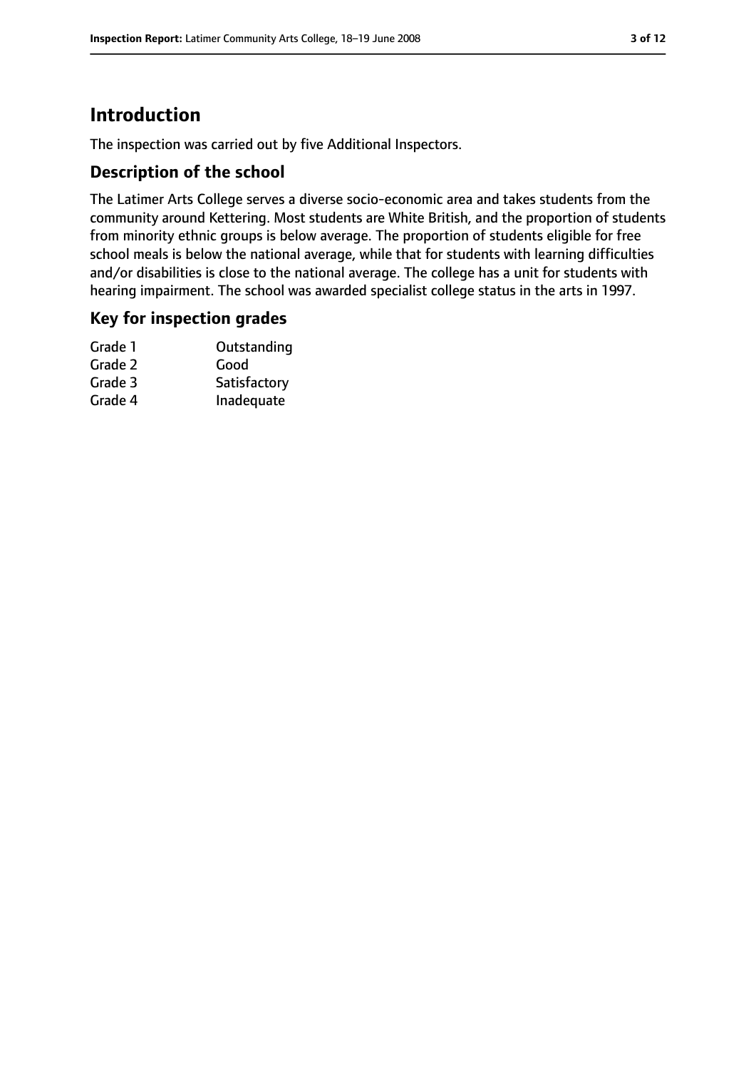# Introduction

The inspection was carried out by five Additional Inspectors.

## Description of the school

The Latimer Arts College serves a diverse socio-economic area and takes students from the community around Kettering. Most students are White British, and the proportion of students from minority ethnic groups is below average. The proportion of students eligible for free school meals is below the national average, while that for students with learning difficulties and/or disabilities is close to the national average. The college has a unit for students with hearing impairment. The school was awarded specialist college status in the arts in 1997.

## Key for inspection grades

| | |
|---|---|
| Grade 1 | Outstanding |
| Grade 2 | Good |
| Grade 3 | Satisfactory |
| Grade 4 | Inadequate |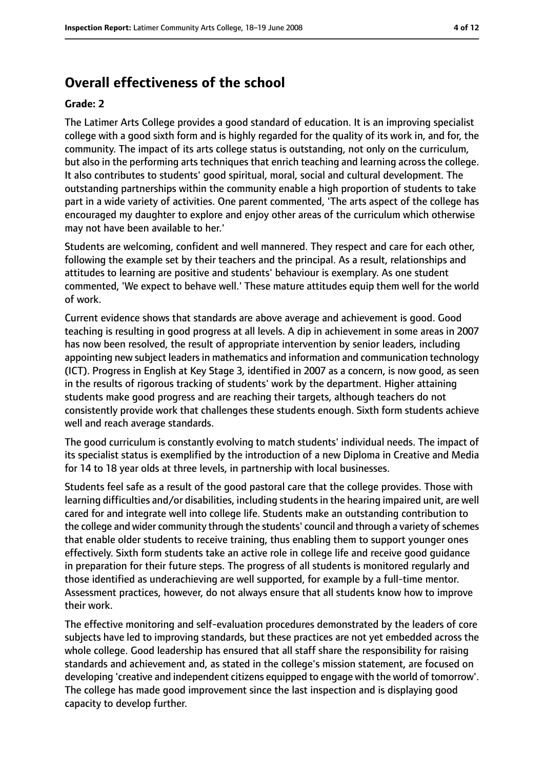# Overall effectiveness of the school

**Grade: 2**

The Latimer Arts College provides a good standard of education. It is an improving specialist college with a good sixth form and is highly regarded for the quality of its work in, and for, the community. The impact of its arts college status is outstanding, not only on the curriculum, but also in the performing arts techniques that enrich teaching and learning across the college. It also contributes to students' good spiritual, moral, social and cultural development. The outstanding partnerships within the community enable a high proportion of students to take part in a wide variety of activities. One parent commented, 'The arts aspect of the college has encouraged my daughter to explore and enjoy other areas of the curriculum which otherwise may not have been available to her.'

Students are welcoming, confident and well mannered. They respect and care for each other, following the example set by their teachers and the principal. As a result, relationships and attitudes to learning are positive and students' behaviour is exemplary. As one student commented, 'We expect to behave well.' These mature attitudes equip them well for the world of work.

Current evidence shows that standards are above average and achievement is good. Good teaching is resulting in good progress at all levels. A dip in achievement in some areas in 2007 has now been resolved, the result of appropriate intervention by senior leaders, including appointing new subject leaders in mathematics and information and communication technology (ICT). Progress in English at Key Stage 3, identified in 2007 as a concern, is now good, as seen in the results of rigorous tracking of students' work by the department. Higher attaining students make good progress and are reaching their targets, although teachers do not consistently provide work that challenges these students enough. Sixth form students achieve well and reach average standards.

The good curriculum is constantly evolving to match students' individual needs. The impact of its specialist status is exemplified by the introduction of a new Diploma in Creative and Media for 14 to 18 year olds at three levels, in partnership with local businesses.

Students feel safe as a result of the good pastoral care that the college provides. Those with learning difficulties and/or disabilities, including students in the hearing impaired unit, are well cared for and integrate well into college life. Students make an outstanding contribution to the college and wider community through the students' council and through a variety of schemes that enable older students to receive training, thus enabling them to support younger ones effectively. Sixth form students take an active role in college life and receive good guidance in preparation for their future steps. The progress of all students is monitored regularly and those identified as underachieving are well supported, for example by a full-time mentor. Assessment practices, however, do not always ensure that all students know how to improve their work.

The effective monitoring and self-evaluation procedures demonstrated by the leaders of core subjects have led to improving standards, but these practices are not yet embedded across the whole college. Good leadership has ensured that all staff share the responsibility for raising standards and achievement and, as stated in the college's mission statement, are focused on developing 'creative and independent citizens equipped to engage with the world of tomorrow'. The college has made good improvement since the last inspection and is displaying good capacity to develop further.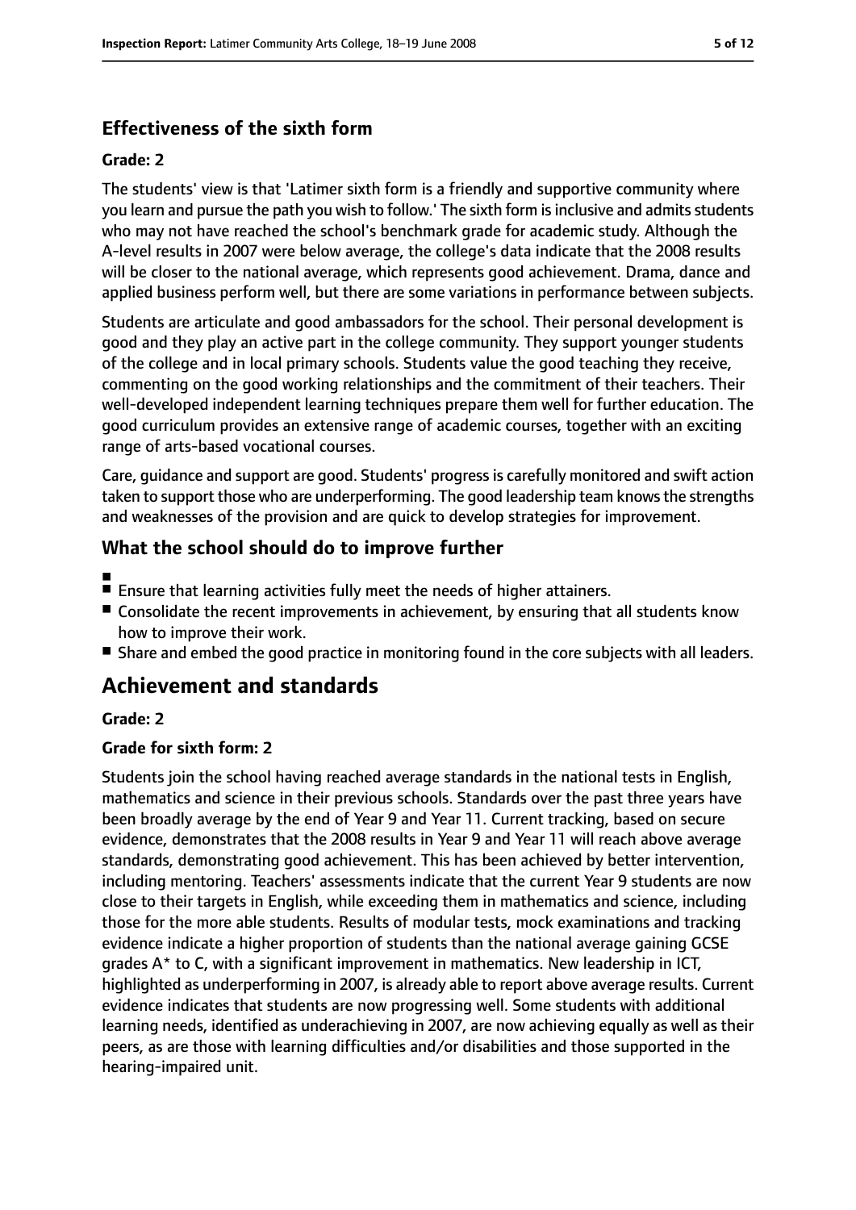## Effectiveness of the sixth form

#### Grade: 2

The students' view is that 'Latimer sixth form is a friendly and supportive community where you learn and pursue the path you wish to follow.' The sixth form is inclusive and admits students who may not have reached the school's benchmark grade for academic study. Although the A-level results in 2007 were below average, the college's data indicate that the 2008 results will be closer to the national average, which represents good achievement. Drama, dance and applied business perform well, but there are some variations in performance between subjects.

Students are articulate and good ambassadors for the school. Their personal development is good and they play an active part in the college community. They support younger students of the college and in local primary schools. Students value the good teaching they receive, commenting on the good working relationships and the commitment of their teachers. Their well-developed independent learning techniques prepare them well for further education. The good curriculum provides an extensive range of academic courses, together with an exciting range of arts-based vocational courses.

Care, guidance and support are good. Students' progress is carefully monitored and swift action taken to support those who are underperforming. The good leadership team knows the strengths and weaknesses of the provision and are quick to develop strategies for improvement.

## What the school should do to improve further

- Ensure that learning activities fully meet the needs of higher attainers.
- Consolidate the recent improvements in achievement, by ensuring that all students know how to improve their work.
- Share and embed the good practice in monitoring found in the core subjects with all leaders.

# Achievement and standards

#### Grade: 2

#### Grade for sixth form: 2

Students join the school having reached average standards in the national tests in English, mathematics and science in their previous schools. Standards over the past three years have been broadly average by the end of Year 9 and Year 11. Current tracking, based on secure evidence, demonstrates that the 2008 results in Year 9 and Year 11 will reach above average standards, demonstrating good achievement. This has been achieved by better intervention, including mentoring. Teachers' assessments indicate that the current Year 9 students are now close to their targets in English, while exceeding them in mathematics and science, including those for the more able students. Results of modular tests, mock examinations and tracking evidence indicate a higher proportion of students than the national average gaining GCSE grades A* to C, with a significant improvement in mathematics. New leadership in ICT, highlighted as underperforming in 2007, is already able to report above average results. Current evidence indicates that students are now progressing well. Some students with additional learning needs, identified as underachieving in 2007, are now achieving equally as well as their peers, as are those with learning difficulties and/or disabilities and those supported in the hearing-impaired unit.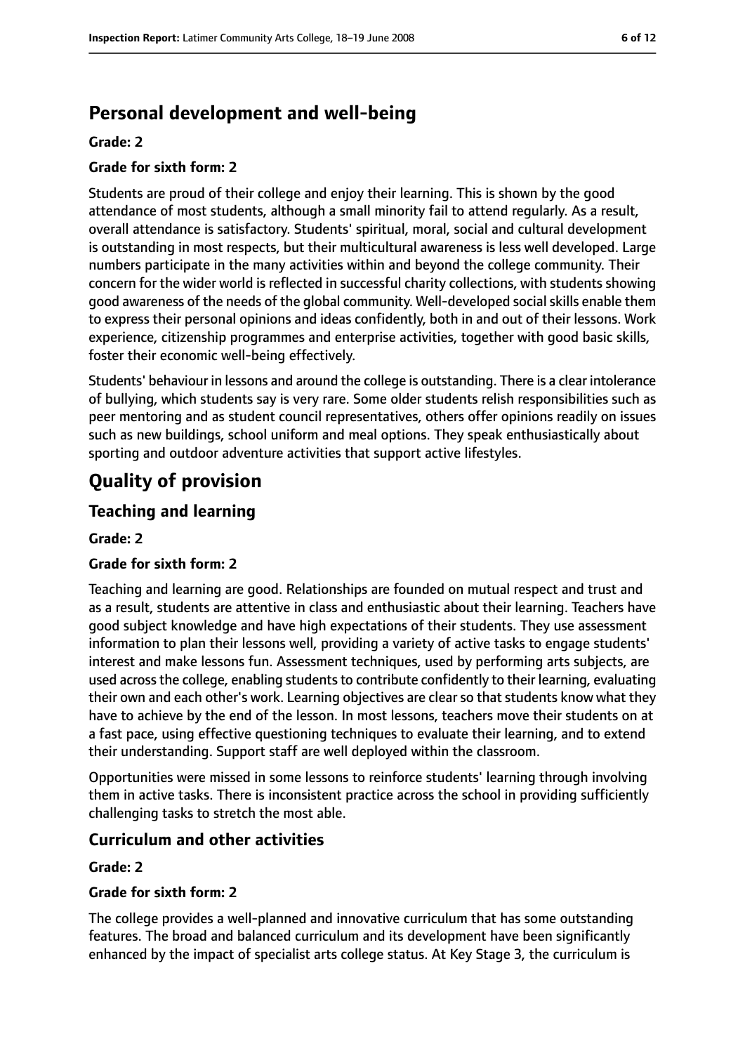## Personal development and well-being

**Grade: 2**

**Grade for sixth form: 2**

Students are proud of their college and enjoy their learning. This is shown by the good attendance of most students, although a small minority fail to attend regularly. As a result, overall attendance is satisfactory. Students' spiritual, moral, social and cultural development is outstanding in most respects, but their multicultural awareness is less well developed. Large numbers participate in the many activities within and beyond the college community. Their concern for the wider world is reflected in successful charity collections, with students showing good awareness of the needs of the global community. Well-developed social skills enable them to express their personal opinions and ideas confidently, both in and out of their lessons. Work experience, citizenship programmes and enterprise activities, together with good basic skills, foster their economic well-being effectively.

Students' behaviour in lessons and around the college is outstanding. There is a clear intolerance of bullying, which students say is very rare. Some older students relish responsibilities such as peer mentoring and as student council representatives, others offer opinions readily on issues such as new buildings, school uniform and meal options. They speak enthusiastically about sporting and outdoor adventure activities that support active lifestyles.

# Quality of provision

## Teaching and learning

**Grade: 2**

**Grade for sixth form: 2**

Teaching and learning are good. Relationships are founded on mutual respect and trust and as a result, students are attentive in class and enthusiastic about their learning. Teachers have good subject knowledge and have high expectations of their students. They use assessment information to plan their lessons well, providing a variety of active tasks to engage students' interest and make lessons fun. Assessment techniques, used by performing arts subjects, are used across the college, enabling students to contribute confidently to their learning, evaluating their own and each other's work. Learning objectives are clear so that students know what they have to achieve by the end of the lesson. In most lessons, teachers move their students on at a fast pace, using effective questioning techniques to evaluate their learning, and to extend their understanding. Support staff are well deployed within the classroom.

Opportunities were missed in some lessons to reinforce students' learning through involving them in active tasks. There is inconsistent practice across the school in providing sufficiently challenging tasks to stretch the most able.

## Curriculum and other activities

**Grade: 2**

**Grade for sixth form: 2**

The college provides a well-planned and innovative curriculum that has some outstanding features. The broad and balanced curriculum and its development have been significantly enhanced by the impact of specialist arts college status. At Key Stage 3, the curriculum is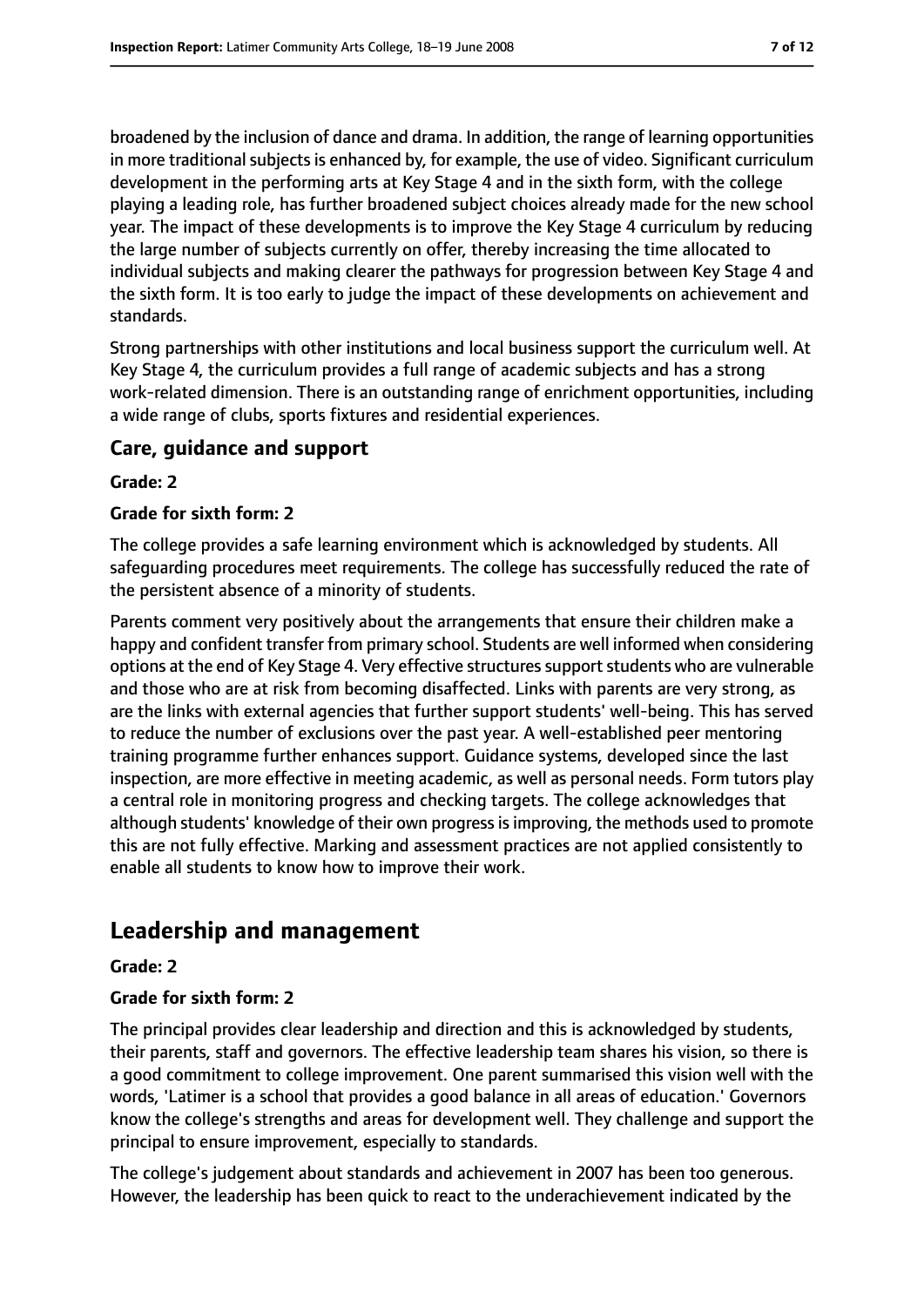broadened by the inclusion of dance and drama. In addition, the range of learning opportunities in more traditional subjects is enhanced by, for example, the use of video. Significant curriculum development in the performing arts at Key Stage 4 and in the sixth form, with the college playing a leading role, has further broadened subject choices already made for the new school year. The impact of these developments is to improve the Key Stage 4 curriculum by reducing the large number of subjects currently on offer, thereby increasing the time allocated to individual subjects and making clearer the pathways for progression between Key Stage 4 and the sixth form. It is too early to judge the impact of these developments on achievement and standards.

Strong partnerships with other institutions and local business support the curriculum well. At Key Stage 4, the curriculum provides a full range of academic subjects and has a strong work-related dimension. There is an outstanding range of enrichment opportunities, including a wide range of clubs, sports fixtures and residential experiences.

### Care, guidance and support

#### Grade: 2

#### Grade for sixth form: 2

The college provides a safe learning environment which is acknowledged by students. All safeguarding procedures meet requirements. The college has successfully reduced the rate of the persistent absence of a minority of students.

Parents comment very positively about the arrangements that ensure their children make a happy and confident transfer from primary school. Students are well informed when considering options at the end of Key Stage 4. Very effective structures support students who are vulnerable and those who are at risk from becoming disaffected. Links with parents are very strong, as are the links with external agencies that further support students' well-being. This has served to reduce the number of exclusions over the past year. A well-established peer mentoring training programme further enhances support. Guidance systems, developed since the last inspection, are more effective in meeting academic, as well as personal needs. Form tutors play a central role in monitoring progress and checking targets. The college acknowledges that although students' knowledge of their own progress is improving, the methods used to promote this are not fully effective. Marking and assessment practices are not applied consistently to enable all students to know how to improve their work.

## Leadership and management

#### Grade: 2

#### Grade for sixth form: 2

The principal provides clear leadership and direction and this is acknowledged by students, their parents, staff and governors. The effective leadership team shares his vision, so there is a good commitment to college improvement. One parent summarised this vision well with the words, 'Latimer is a school that provides a good balance in all areas of education.' Governors know the college's strengths and areas for development well. They challenge and support the principal to ensure improvement, especially to standards.

The college's judgement about standards and achievement in 2007 has been too generous. However, the leadership has been quick to react to the underachievement indicated by the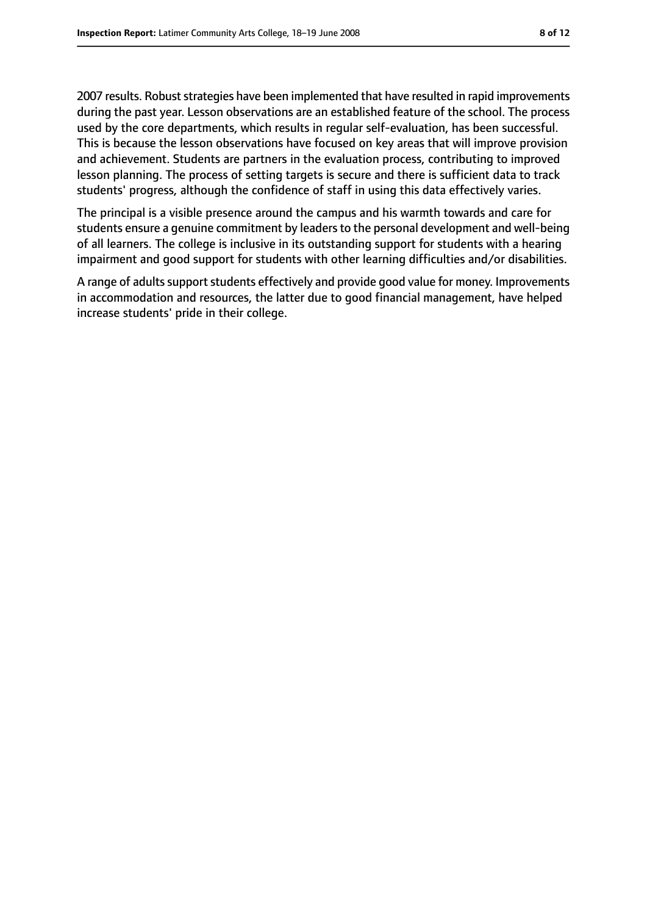2007 results. Robust strategies have been implemented that have resulted in rapid improvements during the past year. Lesson observations are an established feature of the school. The process used by the core departments, which results in regular self-evaluation, has been successful. This is because the lesson observations have focused on key areas that will improve provision and achievement. Students are partners in the evaluation process, contributing to improved lesson planning. The process of setting targets is secure and there is sufficient data to track students' progress, although the confidence of staff in using this data effectively varies.

The principal is a visible presence around the campus and his warmth towards and care for students ensure a genuine commitment by leaders to the personal development and well-being of all learners. The college is inclusive in its outstanding support for students with a hearing impairment and good support for students with other learning difficulties and/or disabilities.

A range of adults support students effectively and provide good value for money. Improvements in accommodation and resources, the latter due to good financial management, have helped increase students' pride in their college.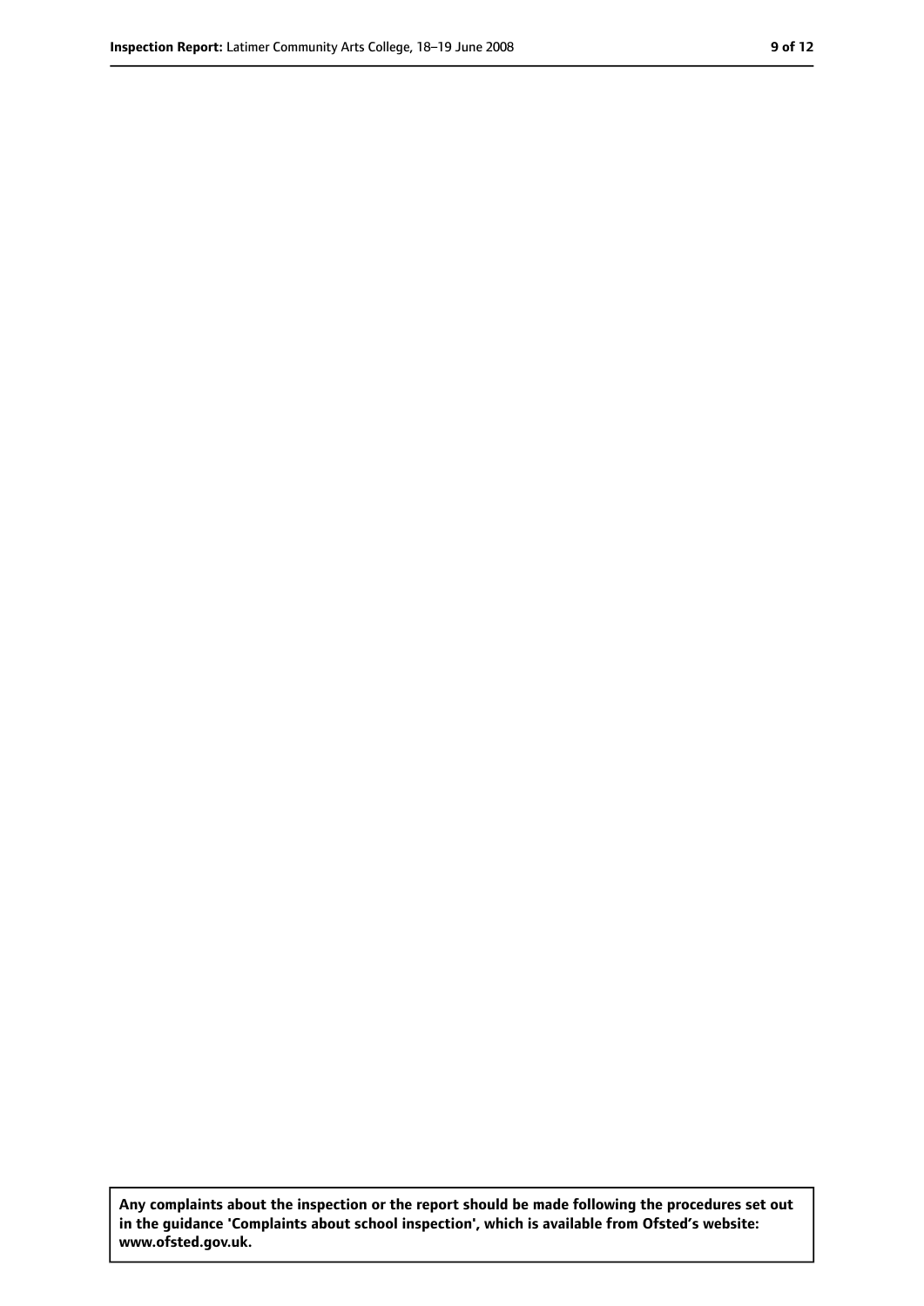**Any complaints about the inspection or the report should be made following the procedures set out in the guidance 'Complaints about school inspection', which is available from Ofsted's website: www.ofsted.gov.uk.**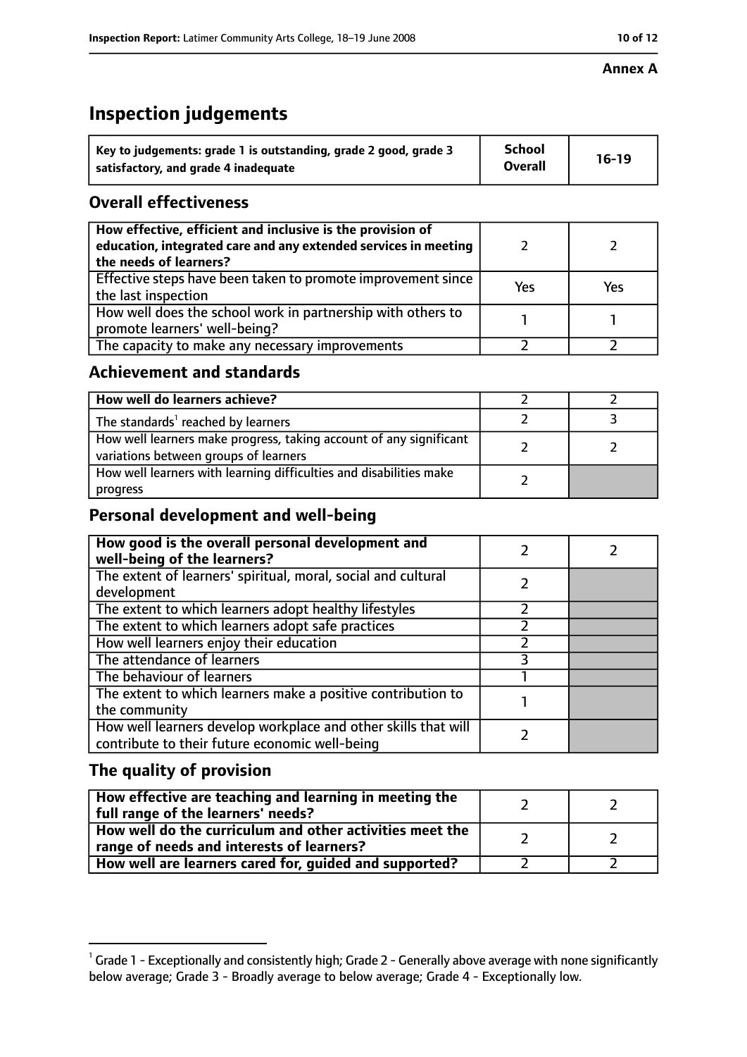**Annex A**

# Inspection judgements

| Key to judgements: grade 1 is outstanding, grade 2 good, grade 3 satisfactory, and grade 4 inadequate | School Overall | 16-19 |
|---|---|---|

## Overall effectiveness

| | | |
|---|---|---|
| How effective, efficient and inclusive is the provision of education, integrated care and any extended services in meeting the needs of learners? | 2 | 2 |
| Effective steps have been taken to promote improvement since the last inspection | Yes | Yes |
| How well does the school work in partnership with others to promote learners' well-being? | 1 | 1 |
| The capacity to make any necessary improvements | 2 | 2 |

## Achievement and standards

| | | |
|---|---|---|
| How well do learners achieve? | 2 | 2 |
| The standards[1] reached by learners | 2 | 3 |
| How well learners make progress, taking account of any significant variations between groups of learners | 2 | 2 |
| How well learners with learning difficulties and disabilities make progress | 2 | |

## Personal development and well-being

| | | |
|---|---|---|
| How good is the overall personal development and well-being of the learners? | 2 | 2 |
| The extent of learners' spiritual, moral, social and cultural development | 2 | |
| The extent to which learners adopt healthy lifestyles | 2 | |
| The extent to which learners adopt safe practices | 2 | |
| How well learners enjoy their education | 2 | |
| The attendance of learners | 3 | |
| The behaviour of learners | 1 | |
| The extent to which learners make a positive contribution to the community | 1 | |
| How well learners develop workplace and other skills that will contribute to their future economic well-being | 2 | |

## The quality of provision

| | | |
|---|---|---|
| How effective are teaching and learning in meeting the full range of the learners' needs? | 2 | 2 |
| How well do the curriculum and other activities meet the range of needs and interests of learners? | 2 | 2 |
| How well are learners cared for, guided and supported? | 2 | 2 |

[1] Grade 1 - Exceptionally and consistently high; Grade 2 - Generally above average with none significantly below average; Grade 3 - Broadly average to below average; Grade 4 - Exceptionally low.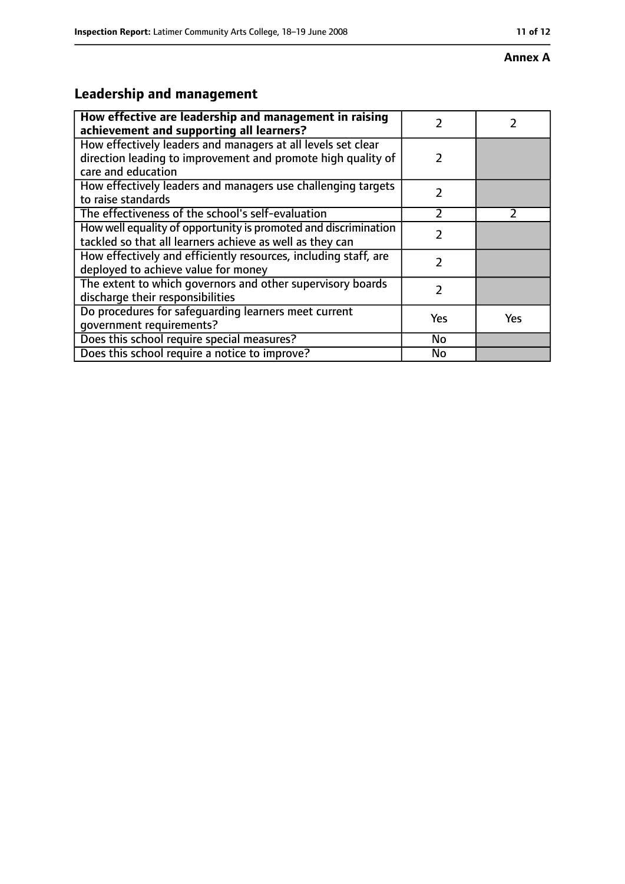**Annex A**

## Leadership and management

| How effective are leadership and management in raising achievement and supporting all learners? | 2 | 2 |
|---|---|---|
| How effectively leaders and managers at all levels set clear direction leading to improvement and promote high quality of care and education | 2 | |
| How effectively leaders and managers use challenging targets to raise standards | 2 | |
| The effectiveness of the school's self-evaluation | 2 | 2 |
| How well equality of opportunity is promoted and discrimination tackled so that all learners achieve as well as they can | 2 | |
| How effectively and efficiently resources, including staff, are deployed to achieve value for money | 2 | |
| The extent to which governors and other supervisory boards discharge their responsibilities | 2 | |
| Do procedures for safeguarding learners meet current government requirements? | Yes | Yes |
| Does this school require special measures? | No | |
| Does this school require a notice to improve? | No | |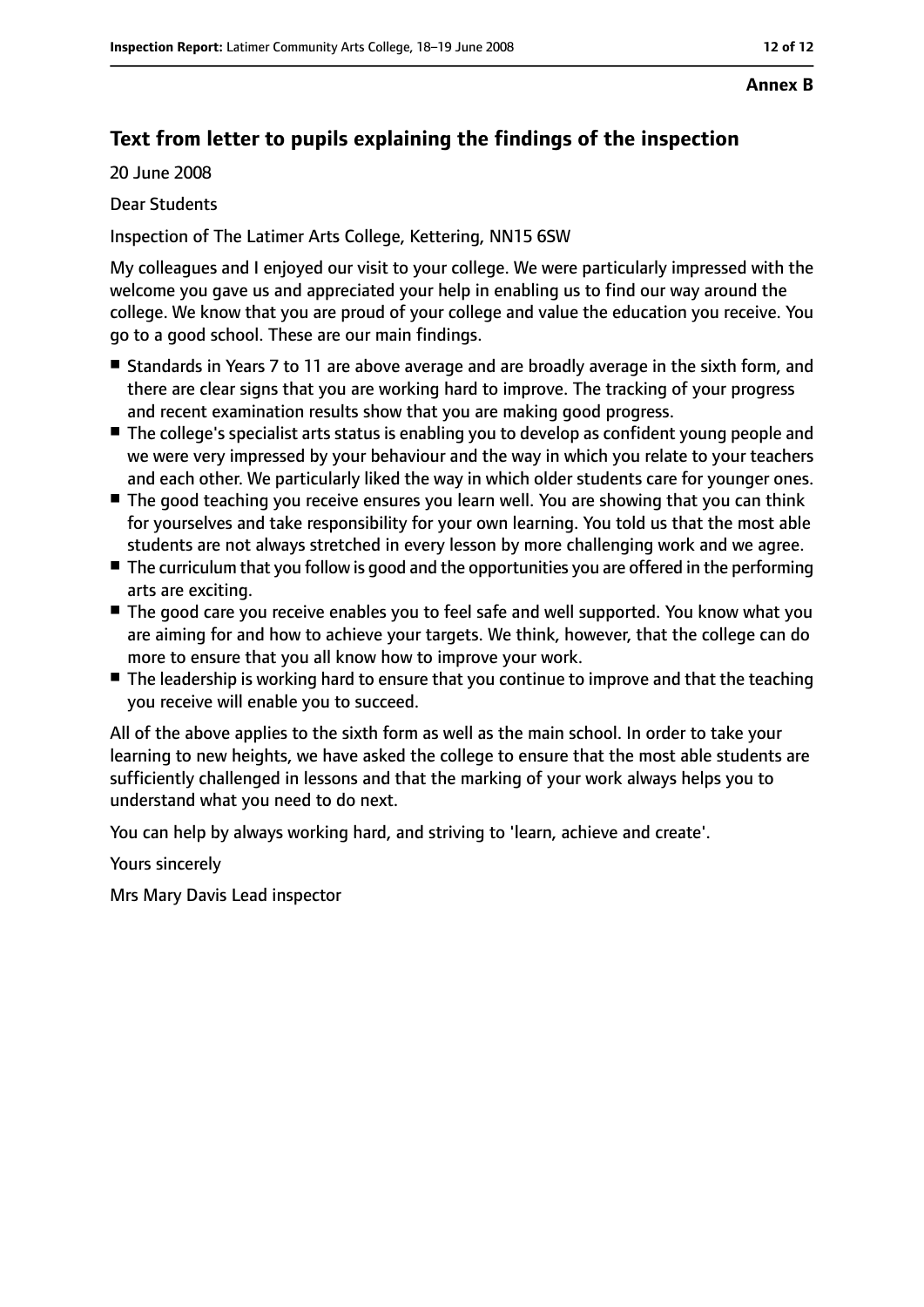**Annex B**

## Text from letter to pupils explaining the findings of the inspection

20 June 2008

Dear Students

Inspection of The Latimer Arts College, Kettering, NN15 6SW

My colleagues and I enjoyed our visit to your college. We were particularly impressed with the welcome you gave us and appreciated your help in enabling us to find our way around the college. We know that you are proud of your college and value the education you receive. You go to a good school. These are our main findings.

- Standards in Years 7 to 11 are above average and are broadly average in the sixth form, and there are clear signs that you are working hard to improve. The tracking of your progress and recent examination results show that you are making good progress.
- The college's specialist arts status is enabling you to develop as confident young people and we were very impressed by your behaviour and the way in which you relate to your teachers and each other. We particularly liked the way in which older students care for younger ones.
- The good teaching you receive ensures you learn well. You are showing that you can think for yourselves and take responsibility for your own learning. You told us that the most able students are not always stretched in every lesson by more challenging work and we agree.
- The curriculum that you follow is good and the opportunities you are offered in the performing arts are exciting.
- The good care you receive enables you to feel safe and well supported. You know what you are aiming for and how to achieve your targets. We think, however, that the college can do more to ensure that you all know how to improve your work.
- The leadership is working hard to ensure that you continue to improve and that the teaching you receive will enable you to succeed.

All of the above applies to the sixth form as well as the main school. In order to take your learning to new heights, we have asked the college to ensure that the most able students are sufficiently challenged in lessons and that the marking of your work always helps you to understand what you need to do next.

You can help by always working hard, and striving to 'learn, achieve and create'.

Yours sincerely

Mrs Mary Davis Lead inspector